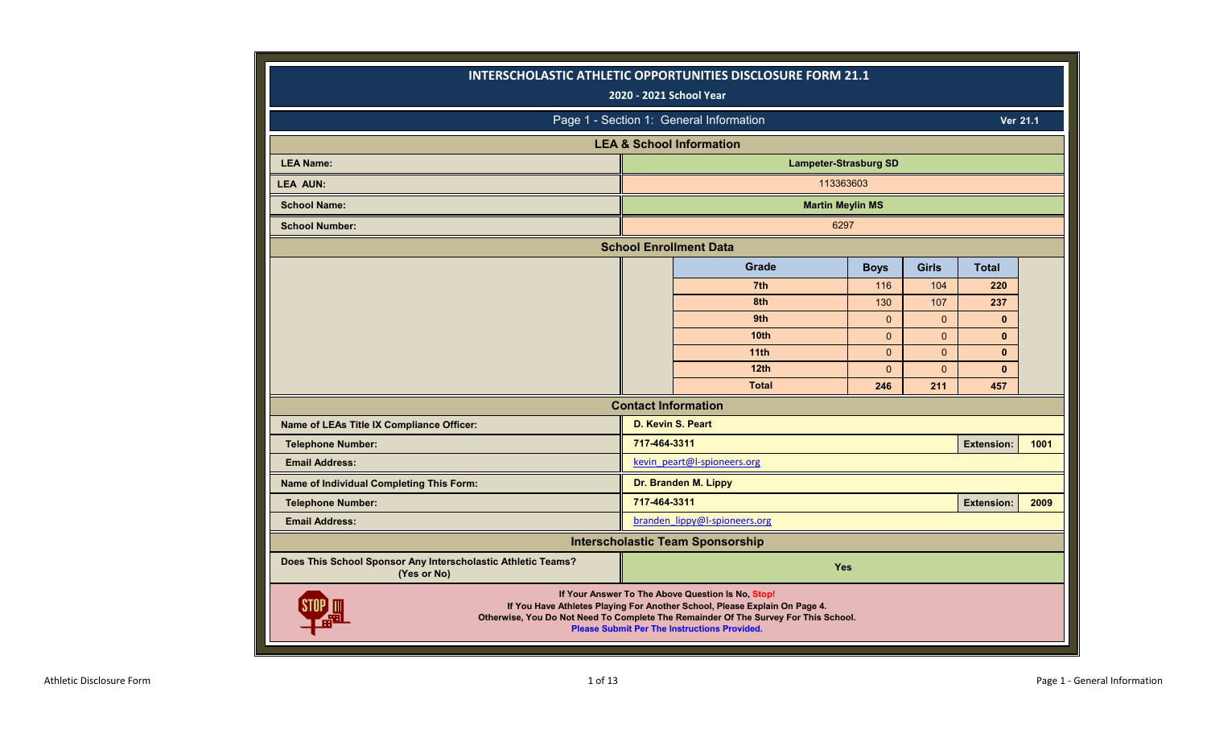# INTERSCHOLASTIC ATHLETIC OPPORTUNITIES DISCLOSURE FORM 21.1

**2020 - 2021 School Year**

## Page 1 - Section 1: General Information

Ver 21.1

### LEA & School Information

| | |
|---|---|
| **LEA Name:** | **Lampeter-Strasburg SD** |
| **LEA AUN:** | 113363603 |
| **School Name:** | **Martin Meylin MS** |
| **School Number:** | 6297 |

### School Enrollment Data

| Grade | Boys | Girls | Total |
|---|---|---|---|
| 7th | 116 | 104 | **220** |
| 8th | 130 | 107 | **237** |
| 9th | 0 | 0 | **0** |
| 10th | 0 | 0 | **0** |
| 11th | 0 | 0 | **0** |
| 12th | 0 | 0 | **0** |
| **Total** | **246** | **211** | **457** |

### Contact Information

| | | | |
|---|---|---|---|
| **Name of LEAs Title IX Compliance Officer:** | **D. Kevin S. Peart** | | |
| **Telephone Number:** | **717-464-3311** | **Extension:** | **1001** |
| **Email Address:** | kevin_peart@l-spioneers.org | | |
| **Name of Individual Completing This Form:** | **Dr. Branden M. Lippy** | | |
| **Telephone Number:** | **717-464-3311** | **Extension:** | **2009** |
| **Email Address:** | branden_lippy@l-spioneers.org | | |

### Interscholastic Team Sponsorship

| | |
|---|---|
| **Does This School Sponsor Any Interscholastic Athletic Teams? (Yes or No)** | **Yes** |

**If Your Answer To The Above Question Is No, Stop!**
**If You Have Athletes Playing For Another School, Please Explain On Page 4.**
**Otherwise, You Do Not Need To Complete The Remainder Of The Survey For This School.**
**Please Submit Per The Instructions Provided.**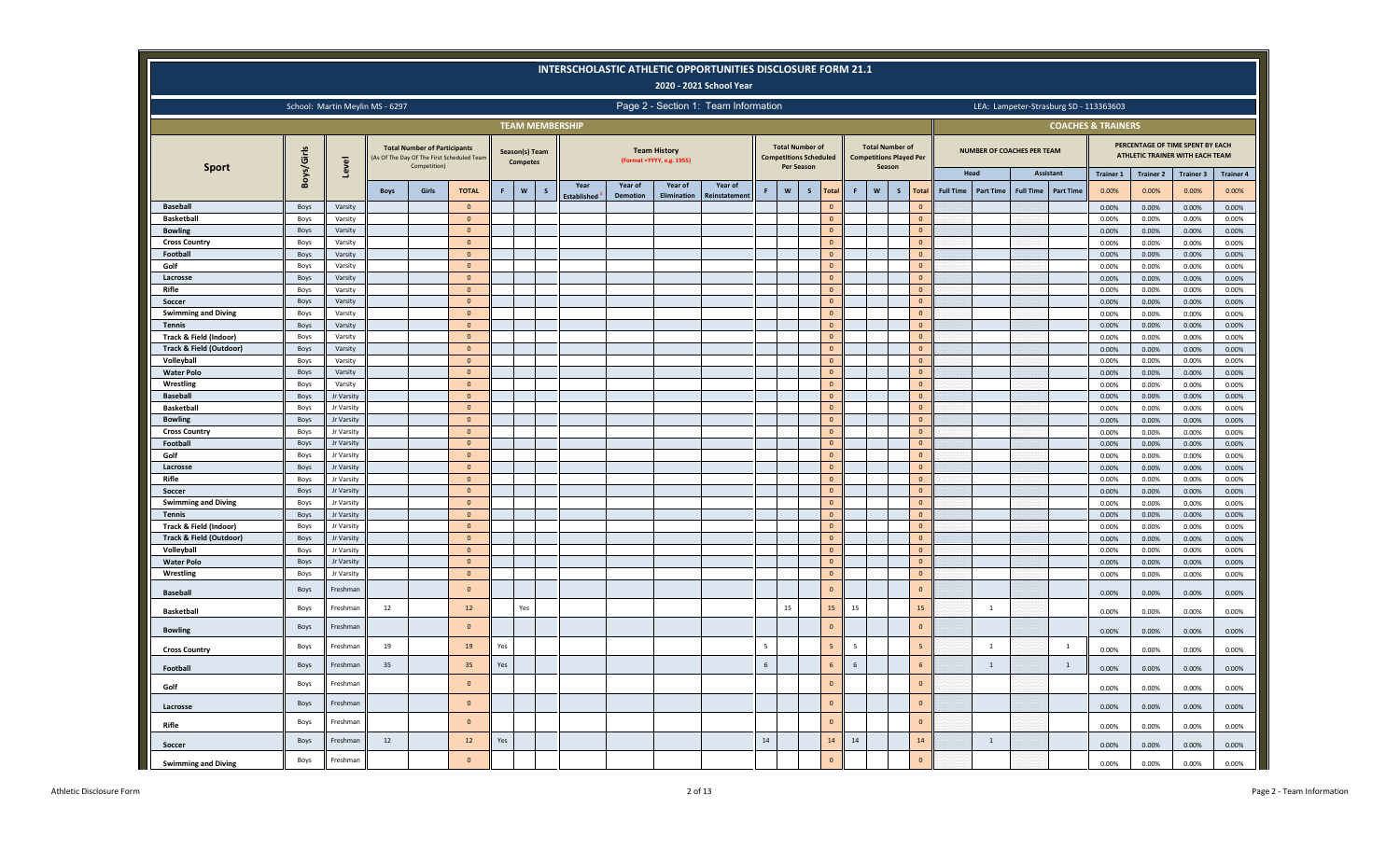# INTERSCHOLASTIC ATHLETIC OPPORTUNITIES DISCLOSURE FORM 21.1

## 2020 - 2021 School Year

School: Martin Meylin MS - 6297

Page 2 - Section 1: Team Information

LEA: Lampeter-Strasburg SD - 113363603

| TEAM MEMBERSHIP | | | | | | | | | | | | | | | | | | | | | COACHES & TRAINERS | | | | | | | |
|---|---|---|---|---|---|---|---|---|---|---|---|---|---|---|---|---|---|---|---|---|---|---|---|---|---|---|---|---|
| Sport | Boys/Girls | Level | Total Number of Participants (As Of The Day Of The First Scheduled Team Competition) | | | Season(s) Team Competes | | | Team History (Format =YYYY, e.g. 1955) | | | | Total Number of Competitions Scheduled Per Season | | | | Total Number of Competitions Played Per Season | | | | NUMBER OF COACHES PER TEAM | | | | PERCENTAGE OF TIME SPENT BY EACH ATHLETIC TRAINER WITH EACH TEAM | | | |
| | | | | | | | | | | | | | | | | | | | | | Head | | Assistant | | Trainer 1 | Trainer 2 | Trainer 3 | Trainer 4 |
| | | | Boys | Girls | TOTAL | F | W | S | Year Established | Year of Demotion | Year of Elimination | Year of Reinstatement | F | W | S | Total | F | W | S | Total | Full Time | Part Time | Full Time | Part Time | 0.00% | 0.00% | 0.00% | 0.00% |
| Baseball | Boys | Varsity | | | 0 | | | | | | | | | | | 0 | | | | 0 | | | | | 0.00% | 0.00% | 0.00% | 0.00% |
| Basketball | Boys | Varsity | | | 0 | | | | | | | | | | | 0 | | | | 0 | | | | | 0.00% | 0.00% | 0.00% | 0.00% |
| Bowling | Boys | Varsity | | | 0 | | | | | | | | | | | 0 | | | | 0 | | | | | 0.00% | 0.00% | 0.00% | 0.00% |
| Cross Country | Boys | Varsity | | | 0 | | | | | | | | | | | 0 | | | | 0 | | | | | 0.00% | 0.00% | 0.00% | 0.00% |
| Football | Boys | Varsity | | | 0 | | | | | | | | | | | 0 | | | | 0 | | | | | 0.00% | 0.00% | 0.00% | 0.00% |
| Golf | Boys | Varsity | | | 0 | | | | | | | | | | | 0 | | | | 0 | | | | | 0.00% | 0.00% | 0.00% | 0.00% |
| Lacrosse | Boys | Varsity | | | 0 | | | | | | | | | | | 0 | | | | 0 | | | | | 0.00% | 0.00% | 0.00% | 0.00% |
| Rifle | Boys | Varsity | | | 0 | | | | | | | | | | | 0 | | | | 0 | | | | | 0.00% | 0.00% | 0.00% | 0.00% |
| Soccer | Boys | Varsity | | | 0 | | | | | | | | | | | 0 | | | | 0 | | | | | 0.00% | 0.00% | 0.00% | 0.00% |
| Swimming and Diving | Boys | Varsity | | | 0 | | | | | | | | | | | 0 | | | | 0 | | | | | 0.00% | 0.00% | 0.00% | 0.00% |
| Tennis | Boys | Varsity | | | 0 | | | | | | | | | | | 0 | | | | 0 | | | | | 0.00% | 0.00% | 0.00% | 0.00% |
| Track & Field (Indoor) | Boys | Varsity | | | 0 | | | | | | | | | | | 0 | | | | 0 | | | | | 0.00% | 0.00% | 0.00% | 0.00% |
| Track & Field (Outdoor) | Boys | Varsity | | | 0 | | | | | | | | | | | 0 | | | | 0 | | | | | 0.00% | 0.00% | 0.00% | 0.00% |
| Volleyball | Boys | Varsity | | | 0 | | | | | | | | | | | 0 | | | | 0 | | | | | 0.00% | 0.00% | 0.00% | 0.00% |
| Water Polo | Boys | Varsity | | | 0 | | | | | | | | | | | 0 | | | | 0 | | | | | 0.00% | 0.00% | 0.00% | 0.00% |
| Wrestling | Boys | Varsity | | | 0 | | | | | | | | | | | 0 | | | | 0 | | | | | 0.00% | 0.00% | 0.00% | 0.00% |
| Baseball | Boys | Jr Varsity | | | 0 | | | | | | | | | | | 0 | | | | 0 | | | | | 0.00% | 0.00% | 0.00% | 0.00% |
| Basketball | Boys | Jr Varsity | | | 0 | | | | | | | | | | | 0 | | | | 0 | | | | | 0.00% | 0.00% | 0.00% | 0.00% |
| Bowling | Boys | Jr Varsity | | | 0 | | | | | | | | | | | 0 | | | | 0 | | | | | 0.00% | 0.00% | 0.00% | 0.00% |
| Cross Country | Boys | Jr Varsity | | | 0 | | | | | | | | | | | 0 | | | | 0 | | | | | 0.00% | 0.00% | 0.00% | 0.00% |
| Football | Boys | Jr Varsity | | | 0 | | | | | | | | | | | 0 | | | | 0 | | | | | 0.00% | 0.00% | 0.00% | 0.00% |
| Golf | Boys | Jr Varsity | | | 0 | | | | | | | | | | | 0 | | | | 0 | | | | | 0.00% | 0.00% | 0.00% | 0.00% |
| Lacrosse | Boys | Jr Varsity | | | 0 | | | | | | | | | | | 0 | | | | 0 | | | | | 0.00% | 0.00% | 0.00% | 0.00% |
| Rifle | Boys | Jr Varsity | | | 0 | | | | | | | | | | | 0 | | | | 0 | | | | | 0.00% | 0.00% | 0.00% | 0.00% |
| Soccer | Boys | Jr Varsity | | | 0 | | | | | | | | | | | 0 | | | | 0 | | | | | 0.00% | 0.00% | 0.00% | 0.00% |
| Swimming and Diving | Boys | Jr Varsity | | | 0 | | | | | | | | | | | 0 | | | | 0 | | | | | 0.00% | 0.00% | 0.00% | 0.00% |
| Tennis | Boys | Jr Varsity | | | 0 | | | | | | | | | | | 0 | | | | 0 | | | | | 0.00% | 0.00% | 0.00% | 0.00% |
| Track & Field (Indoor) | Boys | Jr Varsity | | | 0 | | | | | | | | | | | 0 | | | | 0 | | | | | 0.00% | 0.00% | 0.00% | 0.00% |
| Track & Field (Outdoor) | Boys | Jr Varsity | | | 0 | | | | | | | | | | | 0 | | | | 0 | | | | | 0.00% | 0.00% | 0.00% | 0.00% |
| Volleyball | Boys | Jr Varsity | | | 0 | | | | | | | | | | | 0 | | | | 0 | | | | | 0.00% | 0.00% | 0.00% | 0.00% |
| Water Polo | Boys | Jr Varsity | | | 0 | | | | | | | | | | | 0 | | | | 0 | | | | | 0.00% | 0.00% | 0.00% | 0.00% |
| Wrestling | Boys | Jr Varsity | | | 0 | | | | | | | | | | | 0 | | | | 0 | | | | | 0.00% | 0.00% | 0.00% | 0.00% |
| Baseball | Boys | Freshman | | | 0 | | | | | | | | | | | 0 | | | | 0 | | | | | 0.00% | 0.00% | 0.00% | 0.00% |
| Basketball | Boys | Freshman | 12 | | 12 | | Yes | | | | | | | 15 | | 15 | 15 | | | 15 | | 1 | | | 0.00% | 0.00% | 0.00% | 0.00% |
| Bowling | Boys | Freshman | | | 0 | | | | | | | | | | | 0 | | | | 0 | | | | | 0.00% | 0.00% | 0.00% | 0.00% |
| Cross Country | Boys | Freshman | 19 | | 19 | Yes | | | | | | | 5 | | | 5 | 5 | | | 5 | | 1 | | 1 | 0.00% | 0.00% | 0.00% | 0.00% |
| Football | Boys | Freshman | 35 | | 35 | Yes | | | | | | | 6 | | | 6 | 6 | | | 6 | | 1 | | 1 | 0.00% | 0.00% | 0.00% | 0.00% |
| Golf | Boys | Freshman | | | 0 | | | | | | | | | | | 0 | | | | 0 | | | | | 0.00% | 0.00% | 0.00% | 0.00% |
| Lacrosse | Boys | Freshman | | | 0 | | | | | | | | | | | 0 | | | | 0 | | | | | 0.00% | 0.00% | 0.00% | 0.00% |
| Rifle | Boys | Freshman | | | 0 | | | | | | | | | | | 0 | | | | 0 | | | | | 0.00% | 0.00% | 0.00% | 0.00% |
| Soccer | Boys | Freshman | 12 | | 12 | Yes | | | | | | | 14 | | | 14 | 14 | | | 14 | | 1 | | | 0.00% | 0.00% | 0.00% | 0.00% |
| Swimming and Diving | Boys | Freshman | | | 0 | | | | | | | | | | | 0 | | | | 0 | | | | | 0.00% | 0.00% | 0.00% | 0.00% |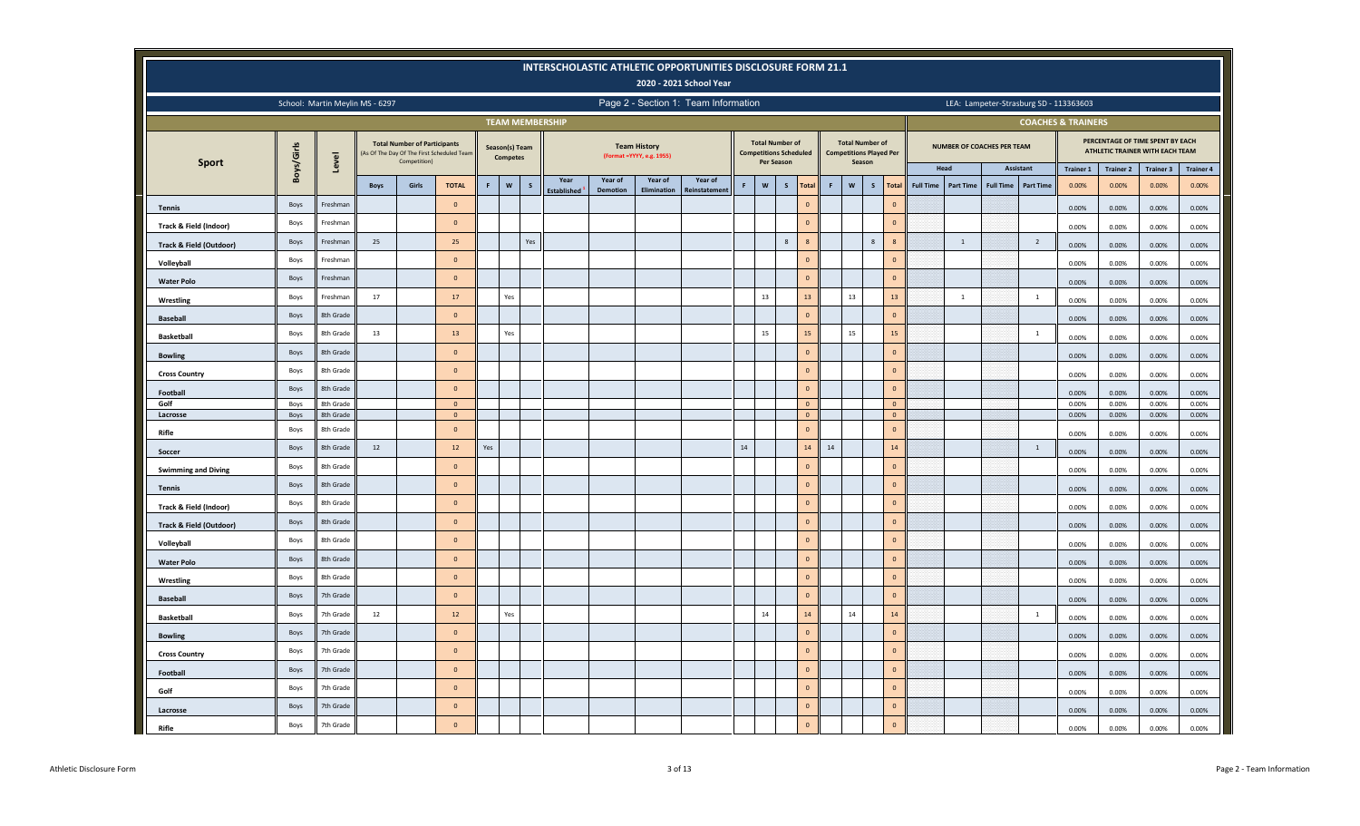# INTERSCHOLASTIC ATHLETIC OPPORTUNITIES DISCLOSURE FORM 21.1

## 2020 - 2021 School Year

School: Martin Meylin MS - 6297

Page 2 - Section 1: Team Information

LEA: Lampeter-Strasburg SD - 113363603

| Sport | Boys/Girls | Level | Total Number of Participants (As Of The Day Of The First Scheduled Team Competition) | | | Season(s) Team Competes | | | Team History (Format =YYYY, e.g. 1955) | | | | Total Number of Competitions Scheduled Per Season | | | | Total Number of Competitions Played Per Season | | | | NUMBER OF COACHES PER TEAM | | | | PERCENTAGE OF TIME SPENT BY EACH ATHLETIC TRAINER WITH EACH TEAM | | | |
|---|---|---|---|---|---|---|---|---|---|---|---|---|---|---|---|---|---|---|---|---|---|---|---|---|---|---|---|---|
| | | | | | | | | | | | | | | | | | | | | | Head | | Assistant | | Trainer 1 | Trainer 2 | Trainer 3 | Trainer 4 |
| | | | Boys | Girls | TOTAL | F | W | S | Year Established | Year of Demotion | Year of Elimination | Year of Reinstatement | F | W | S | Total | F | W | S | Total | Full Time | Part Time | Full Time | Part Time | 0.00% | 0.00% | 0.00% | 0.00% |
| Tennis | Boys | Freshman | | | 0 | | | | | | | | | | | 0 | | | | 0 | | | | | 0.00% | 0.00% | 0.00% | 0.00% |
| Track & Field (Indoor) | Boys | Freshman | | | 0 | | | | | | | | | | | 0 | | | | 0 | | | | | 0.00% | 0.00% | 0.00% | 0.00% |
| Track & Field (Outdoor) | Boys | Freshman | 25 | | 25 | | | Yes | | | | | | | 8 | 8 | | | 8 | 8 | | 1 | | 2 | 0.00% | 0.00% | 0.00% | 0.00% |
| Volleyball | Boys | Freshman | | | 0 | | | | | | | | | | | 0 | | | | 0 | | | | | 0.00% | 0.00% | 0.00% | 0.00% |
| Water Polo | Boys | Freshman | | | 0 | | | | | | | | | | | 0 | | | | 0 | | | | | 0.00% | 0.00% | 0.00% | 0.00% |
| Wrestling | Boys | Freshman | 17 | | 17 | | Yes | | | | | | | 13 | | 13 | | 13 | | 13 | | 1 | | 1 | 0.00% | 0.00% | 0.00% | 0.00% |
| Baseball | Boys | 8th Grade | | | 0 | | | | | | | | | | | 0 | | | | 0 | | | | | 0.00% | 0.00% | 0.00% | 0.00% |
| Basketball | Boys | 8th Grade | 13 | | 13 | | Yes | | | | | | | 15 | | 15 | | 15 | | 15 | | | | 1 | 0.00% | 0.00% | 0.00% | 0.00% |
| Bowling | Boys | 8th Grade | | | 0 | | | | | | | | | | | 0 | | | | 0 | | | | | 0.00% | 0.00% | 0.00% | 0.00% |
| Cross Country | Boys | 8th Grade | | | 0 | | | | | | | | | | | 0 | | | | 0 | | | | | 0.00% | 0.00% | 0.00% | 0.00% |
| Football | Boys | 8th Grade | | | 0 | | | | | | | | | | | 0 | | | | 0 | | | | | 0.00% | 0.00% | 0.00% | 0.00% |
| Golf | Boys | 8th Grade | | | 0 | | | | | | | | | | | 0 | | | | 0 | | | | | 0.00% | 0.00% | 0.00% | 0.00% |
| Lacrosse | Boys | 8th Grade | | | 0 | | | | | | | | | | | 0 | | | | 0 | | | | | 0.00% | 0.00% | 0.00% | 0.00% |
| Rifle | Boys | 8th Grade | | | 0 | | | | | | | | | | | 0 | | | | 0 | | | | | 0.00% | 0.00% | 0.00% | 0.00% |
| Soccer | Boys | 8th Grade | 12 | | 12 | Yes | | | | | | | 14 | | | 14 | 14 | | | 14 | | | | 1 | 0.00% | 0.00% | 0.00% | 0.00% |
| Swimming and Diving | Boys | 8th Grade | | | 0 | | | | | | | | | | | 0 | | | | 0 | | | | | 0.00% | 0.00% | 0.00% | 0.00% |
| Tennis | Boys | 8th Grade | | | 0 | | | | | | | | | | | 0 | | | | 0 | | | | | 0.00% | 0.00% | 0.00% | 0.00% |
| Track & Field (Indoor) | Boys | 8th Grade | | | 0 | | | | | | | | | | | 0 | | | | 0 | | | | | 0.00% | 0.00% | 0.00% | 0.00% |
| Track & Field (Outdoor) | Boys | 8th Grade | | | 0 | | | | | | | | | | | 0 | | | | 0 | | | | | 0.00% | 0.00% | 0.00% | 0.00% |
| Volleyball | Boys | 8th Grade | | | 0 | | | | | | | | | | | 0 | | | | 0 | | | | | 0.00% | 0.00% | 0.00% | 0.00% |
| Water Polo | Boys | 8th Grade | | | 0 | | | | | | | | | | | 0 | | | | 0 | | | | | 0.00% | 0.00% | 0.00% | 0.00% |
| Wrestling | Boys | 8th Grade | | | 0 | | | | | | | | | | | 0 | | | | 0 | | | | | 0.00% | 0.00% | 0.00% | 0.00% |
| Baseball | Boys | 7th Grade | | | 0 | | | | | | | | | | | 0 | | | | 0 | | | | | 0.00% | 0.00% | 0.00% | 0.00% |
| Basketball | Boys | 7th Grade | 12 | | 12 | | Yes | | | | | | | 14 | | 14 | | 14 | | 14 | | | | 1 | 0.00% | 0.00% | 0.00% | 0.00% |
| Bowling | Boys | 7th Grade | | | 0 | | | | | | | | | | | 0 | | | | 0 | | | | | 0.00% | 0.00% | 0.00% | 0.00% |
| Cross Country | Boys | 7th Grade | | | 0 | | | | | | | | | | | 0 | | | | 0 | | | | | 0.00% | 0.00% | 0.00% | 0.00% |
| Football | Boys | 7th Grade | | | 0 | | | | | | | | | | | 0 | | | | 0 | | | | | 0.00% | 0.00% | 0.00% | 0.00% |
| Golf | Boys | 7th Grade | | | 0 | | | | | | | | | | | 0 | | | | 0 | | | | | 0.00% | 0.00% | 0.00% | 0.00% |
| Lacrosse | Boys | 7th Grade | | | 0 | | | | | | | | | | | 0 | | | | 0 | | | | | 0.00% | 0.00% | 0.00% | 0.00% |
| Rifle | Boys | 7th Grade | | | 0 | | | | | | | | | | | 0 | | | | 0 | | | | | 0.00% | 0.00% | 0.00% | 0.00% |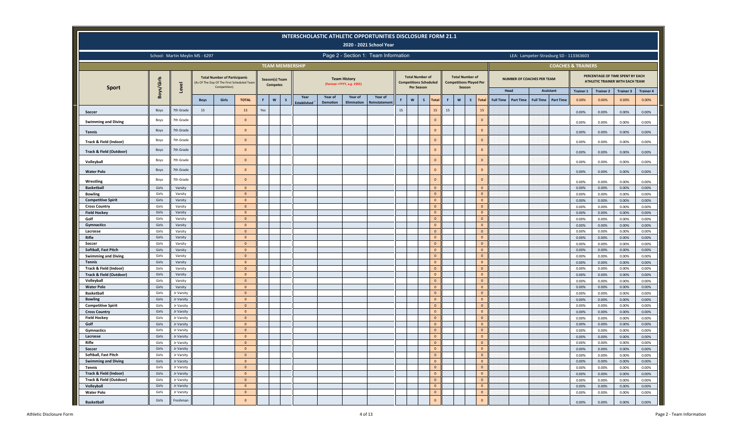# INTERSCHOLASTIC ATHLETIC OPPORTUNITIES DISCLOSURE FORM 21.1

## 2020 - 2021 School Year

School: Martin Meylin MS - 6297

Page 2 - Section 1: Team Information

LEA: Lampeter-Strasburg SD - 113363603

| Sport | Boys/Girls | Level | TEAM MEMBERSHIP | | | | | | | | | | | | | | | | | | | | COACHES & TRAINERS | | | | | | | |
|---|---|---|---|---|---|---|---|---|---|---|---|---|---|---|---|---|---|---|---|---|---|---|---|---|---|---|---|---|---|---|
| | | | Total Number of Participants (As Of The Day Of The First Scheduled Team Competition) | | | Season(s) Team Competes | | | Team History (Format =YYYY, e.g. 1955) | | | | Total Number of Competitions Scheduled Per Season | | | | Total Number of Competitions Played Per Season | | | | NUMBER OF COACHES PER TEAM | | | | PERCENTAGE OF TIME SPENT BY EACH ATHLETIC TRAINER WITH EACH TEAM | | | |
| | | | | | | | | | | | | | | | | | | | | | Head | | Assistant | | Trainer 1 | Trainer 2 | Trainer 3 | Trainer 4 |
| | | | Boys | Girls | TOTAL | F | W | S | Year Established | Year of Demotion | Year of Elimination | Year of Reinstatement | F | W | S | Total | F | W | S | Total | Full Time | Part Time | Full Time | Part Time | 0.00% | 0.00% | 0.00% | 0.00% |
| Soccer | Boys | 7th Grade | 15 | | 15 | Yes | | | | | | | 15 | | | 15 | 15 | | | 15 | | | | | 0.00% | 0.00% | 0.00% | 0.00% |
| Swimming and Diving | Boys | 7th Grade | | | 0 | | | | | | | | | | | 0 | | | | 0 | | | | | 0.00% | 0.00% | 0.00% | 0.00% |
| Tennis | Boys | 7th Grade | | | 0 | | | | | | | | | | | 0 | | | | 0 | | | | | 0.00% | 0.00% | 0.00% | 0.00% |
| Track & Field (Indoor) | Boys | 7th Grade | | | 0 | | | | | | | | | | | 0 | | | | 0 | | | | | 0.00% | 0.00% | 0.00% | 0.00% |
| Track & Field (Outdoor) | Boys | 7th Grade | | | 0 | | | | | | | | | | | 0 | | | | 0 | | | | | 0.00% | 0.00% | 0.00% | 0.00% |
| Volleyball | Boys | 7th Grade | | | 0 | | | | | | | | | | | 0 | | | | 0 | | | | | 0.00% | 0.00% | 0.00% | 0.00% |
| Water Polo | Boys | 7th Grade | | | 0 | | | | | | | | | | | 0 | | | | 0 | | | | | 0.00% | 0.00% | 0.00% | 0.00% |
| Wrestling | Boys | 7th Grade | | | 0 | | | | | | | | | | | 0 | | | | 0 | | | | | 0.00% | 0.00% | 0.00% | 0.00% |
| Basketball | Girls | Varsity | | | 0 | | | | | | | | | | | 0 | | | | 0 | | | | | 0.00% | 0.00% | 0.00% | 0.00% |
| Bowling | Girls | Varsity | | | 0 | | | | | | | | | | | 0 | | | | 0 | | | | | 0.00% | 0.00% | 0.00% | 0.00% |
| Competitive Spirit | Girls | Varsity | | | 0 | | | | | | | | | | | 0 | | | | 0 | | | | | 0.00% | 0.00% | 0.00% | 0.00% |
| Cross Country | Girls | Varsity | | | 0 | | | | | | | | | | | 0 | | | | 0 | | | | | 0.00% | 0.00% | 0.00% | 0.00% |
| Field Hockey | Girls | Varsity | | | 0 | | | | | | | | | | | 0 | | | | 0 | | | | | 0.00% | 0.00% | 0.00% | 0.00% |
| Golf | Girls | Varsity | | | 0 | | | | | | | | | | | 0 | | | | 0 | | | | | 0.00% | 0.00% | 0.00% | 0.00% |
| Gymnastics | Girls | Varsity | | | 0 | | | | | | | | | | | 0 | | | | 0 | | | | | 0.00% | 0.00% | 0.00% | 0.00% |
| Lacrosse | Girls | Varsity | | | 0 | | | | | | | | | | | 0 | | | | 0 | | | | | 0.00% | 0.00% | 0.00% | 0.00% |
| Rifle | Girls | Varsity | | | 0 | | | | | | | | | | | 0 | | | | 0 | | | | | 0.00% | 0.00% | 0.00% | 0.00% |
| Soccer | Girls | Varsity | | | 0 | | | | | | | | | | | 0 | | | | 0 | | | | | 0.00% | 0.00% | 0.00% | 0.00% |
| Softball, Fast Pitch | Girls | Varsity | | | 0 | | | | | | | | | | | 0 | | | | 0 | | | | | 0.00% | 0.00% | 0.00% | 0.00% |
| Swimming and Diving | Girls | Varsity | | | 0 | | | | | | | | | | | 0 | | | | 0 | | | | | 0.00% | 0.00% | 0.00% | 0.00% |
| Tennis | Girls | Varsity | | | 0 | | | | | | | | | | | 0 | | | | 0 | | | | | 0.00% | 0.00% | 0.00% | 0.00% |
| Track & Field (Indoor) | Girls | Varsity | | | 0 | | | | | | | | | | | 0 | | | | 0 | | | | | 0.00% | 0.00% | 0.00% | 0.00% |
| Track & Field (Outdoor) | Girls | Varsity | | | 0 | | | | | | | | | | | 0 | | | | 0 | | | | | 0.00% | 0.00% | 0.00% | 0.00% |
| Volleyball | Girls | Varsity | | | 0 | | | | | | | | | | | 0 | | | | 0 | | | | | 0.00% | 0.00% | 0.00% | 0.00% |
| Water Polo | Girls | Varsity | | | 0 | | | | | | | | | | | 0 | | | | 0 | | | | | 0.00% | 0.00% | 0.00% | 0.00% |
| Basketball | Girls | Jr Varsity | | | 0 | | | | | | | | | | | 0 | | | | 0 | | | | | 0.00% | 0.00% | 0.00% | 0.00% |
| Bowling | Girls | Jr Varsity | | | 0 | | | | | | | | | | | 0 | | | | 0 | | | | | 0.00% | 0.00% | 0.00% | 0.00% |
| Competitive Spirit | Girls | Jr Varsity | | | 0 | | | | | | | | | | | 0 | | | | 0 | | | | | 0.00% | 0.00% | 0.00% | 0.00% |
| Cross Country | Girls | Jr Varsity | | | 0 | | | | | | | | | | | 0 | | | | 0 | | | | | 0.00% | 0.00% | 0.00% | 0.00% |
| Field Hockey | Girls | Jr Varsity | | | 0 | | | | | | | | | | | 0 | | | | 0 | | | | | 0.00% | 0.00% | 0.00% | 0.00% |
| Golf | Girls | Jr Varsity | | | 0 | | | | | | | | | | | 0 | | | | 0 | | | | | 0.00% | 0.00% | 0.00% | 0.00% |
| Gymnastics | Girls | Jr Varsity | | | 0 | | | | | | | | | | | 0 | | | | 0 | | | | | 0.00% | 0.00% | 0.00% | 0.00% |
| Lacrosse | Girls | Jr Varsity | | | 0 | | | | | | | | | | | 0 | | | | 0 | | | | | 0.00% | 0.00% | 0.00% | 0.00% |
| Rifle | Girls | Jr Varsity | | | 0 | | | | | | | | | | | 0 | | | | 0 | | | | | 0.00% | 0.00% | 0.00% | 0.00% |
| Soccer | Girls | Jr Varsity | | | 0 | | | | | | | | | | | 0 | | | | 0 | | | | | 0.00% | 0.00% | 0.00% | 0.00% |
| Softball, Fast Pitch | Girls | Jr Varsity | | | 0 | | | | | | | | | | | 0 | | | | 0 | | | | | 0.00% | 0.00% | 0.00% | 0.00% |
| Swimming and Diving | Girls | Jr Varsity | | | 0 | | | | | | | | | | | 0 | | | | 0 | | | | | 0.00% | 0.00% | 0.00% | 0.00% |
| Tennis | Girls | Jr Varsity | | | 0 | | | | | | | | | | | 0 | | | | 0 | | | | | 0.00% | 0.00% | 0.00% | 0.00% |
| Track & Field (Indoor) | Girls | Jr Varsity | | | 0 | | | | | | | | | | | 0 | | | | 0 | | | | | 0.00% | 0.00% | 0.00% | 0.00% |
| Track & Field (Outdoor) | Girls | Jr Varsity | | | 0 | | | | | | | | | | | 0 | | | | 0 | | | | | 0.00% | 0.00% | 0.00% | 0.00% |
| Volleyball | Girls | Jr Varsity | | | 0 | | | | | | | | | | | 0 | | | | 0 | | | | | 0.00% | 0.00% | 0.00% | 0.00% |
| Water Polo | Girls | Jr Varsity | | | 0 | | | | | | | | | | | 0 | | | | 0 | | | | | 0.00% | 0.00% | 0.00% | 0.00% |
| Basketball | Girls | Freshman | | | 0 | | | | | | | | | | | 0 | | | | 0 | | | | | 0.00% | 0.00% | 0.00% | 0.00% |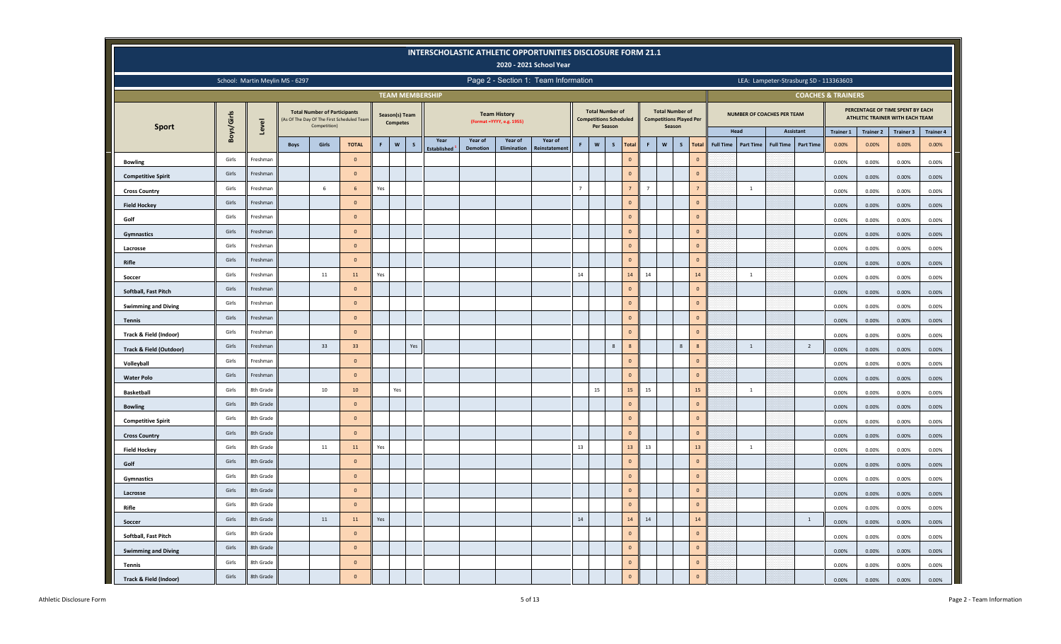# INTERSCHOLASTIC ATHLETIC OPPORTUNITIES DISCLOSURE FORM 21.1

## 2020 - 2021 School Year

School: Martin Meylin MS - 6297

Page 2 - Section 1: Team Information

LEA: Lampeter-Strasburg SD - 113363603

| | | | TEAM MEMBERSHIP | | | | | | | | | | | | | | | | | | | | | | COACHES & TRAINERS | | | | | | | |
|---|---|---|---|---|---|---|---|---|---|---|---|---|---|---|---|---|---|---|---|---|---|---|---|---|---|---|---|---|---|---|---|
| Sport | Boys/Girls | Level | Total Number of Participants (As Of The Day Of The First Scheduled Team Competition) | | | Season(s) Team Competes | | | Team History (Format =YYYY, e.g. 1955) | | | | Total Number of Competitions Scheduled Per Season | | | | Total Number of Competitions Played Per Season | | | | NUMBER OF COACHES PER TEAM | | | | PERCENTAGE OF TIME SPENT BY EACH ATHLETIC TRAINER WITH EACH TEAM | | | |
| | | | | | | | | | | | | | | | | | | | | | Head | | Assistant | | Trainer 1 | Trainer 2 | Trainer 3 | Trainer 4 |
| | | | Boys | Girls | TOTAL | F | W | S | Year Established | Year of Demotion | Year of Elimination | Year of Reinstatement | F | W | S | Total | F | W | S | Total | Full Time | Part Time | Full Time | Part Time | 0.00% | 0.00% | 0.00% | 0.00% |
| Bowling | Girls | Freshman | | | 0 | | | | | | | | | | | 0 | | | | 0 | | | | | 0.00% | 0.00% | 0.00% | 0.00% |
| Competitive Spirit | Girls | Freshman | | | 0 | | | | | | | | | | | 0 | | | | 0 | | | | | 0.00% | 0.00% | 0.00% | 0.00% |
| Cross Country | Girls | Freshman | | 6 | 6 | Yes | | | | | | | 7 | | | 7 | 7 | | | 7 | | 1 | | | 0.00% | 0.00% | 0.00% | 0.00% |
| Field Hockey | Girls | Freshman | | | 0 | | | | | | | | | | | 0 | | | | 0 | | | | | 0.00% | 0.00% | 0.00% | 0.00% |
| Golf | Girls | Freshman | | | 0 | | | | | | | | | | | 0 | | | | 0 | | | | | 0.00% | 0.00% | 0.00% | 0.00% |
| Gymnastics | Girls | Freshman | | | 0 | | | | | | | | | | | 0 | | | | 0 | | | | | 0.00% | 0.00% | 0.00% | 0.00% |
| Lacrosse | Girls | Freshman | | | 0 | | | | | | | | | | | 0 | | | | 0 | | | | | 0.00% | 0.00% | 0.00% | 0.00% |
| Rifle | Girls | Freshman | | | 0 | | | | | | | | | | | 0 | | | | 0 | | | | | 0.00% | 0.00% | 0.00% | 0.00% |
| Soccer | Girls | Freshman | | 11 | 11 | Yes | | | | | | | 14 | | | 14 | 14 | | | 14 | | 1 | | | 0.00% | 0.00% | 0.00% | 0.00% |
| Softball, Fast Pitch | Girls | Freshman | | | 0 | | | | | | | | | | | 0 | | | | 0 | | | | | 0.00% | 0.00% | 0.00% | 0.00% |
| Swimming and Diving | Girls | Freshman | | | 0 | | | | | | | | | | | 0 | | | | 0 | | | | | 0.00% | 0.00% | 0.00% | 0.00% |
| Tennis | Girls | Freshman | | | 0 | | | | | | | | | | | 0 | | | | 0 | | | | | 0.00% | 0.00% | 0.00% | 0.00% |
| Track & Field (Indoor) | Girls | Freshman | | | 0 | | | | | | | | | | | 0 | | | | 0 | | | | | 0.00% | 0.00% | 0.00% | 0.00% |
| Track & Field (Outdoor) | Girls | Freshman | | 33 | 33 | | | Yes | | | | | | | 8 | 8 | | | 8 | 8 | | 1 | | 2 | 0.00% | 0.00% | 0.00% | 0.00% |
| Volleyball | Girls | Freshman | | | 0 | | | | | | | | | | | 0 | | | | 0 | | | | | 0.00% | 0.00% | 0.00% | 0.00% |
| Water Polo | Girls | Freshman | | | 0 | | | | | | | | | | | 0 | | | | 0 | | | | | 0.00% | 0.00% | 0.00% | 0.00% |
| Basketball | Girls | 8th Grade | | 10 | 10 | | Yes | | | | | | | 15 | | 15 | 15 | | | 15 | | 1 | | | 0.00% | 0.00% | 0.00% | 0.00% |
| Bowling | Girls | 8th Grade | | | 0 | | | | | | | | | | | 0 | | | | 0 | | | | | 0.00% | 0.00% | 0.00% | 0.00% |
| Competitive Spirit | Girls | 8th Grade | | | 0 | | | | | | | | | | | 0 | | | | 0 | | | | | 0.00% | 0.00% | 0.00% | 0.00% |
| Cross Country | Girls | 8th Grade | | | 0 | | | | | | | | | | | 0 | | | | 0 | | | | | 0.00% | 0.00% | 0.00% | 0.00% |
| Field Hockey | Girls | 8th Grade | | 11 | 11 | Yes | | | | | | | 13 | | | 13 | 13 | | | 13 | | 1 | | | 0.00% | 0.00% | 0.00% | 0.00% |
| Golf | Girls | 8th Grade | | | 0 | | | | | | | | | | | 0 | | | | 0 | | | | | 0.00% | 0.00% | 0.00% | 0.00% |
| Gymnastics | Girls | 8th Grade | | | 0 | | | | | | | | | | | 0 | | | | 0 | | | | | 0.00% | 0.00% | 0.00% | 0.00% |
| Lacrosse | Girls | 8th Grade | | | 0 | | | | | | | | | | | 0 | | | | 0 | | | | | 0.00% | 0.00% | 0.00% | 0.00% |
| Rifle | Girls | 8th Grade | | | 0 | | | | | | | | | | | 0 | | | | 0 | | | | | 0.00% | 0.00% | 0.00% | 0.00% |
| Soccer | Girls | 8th Grade | | 11 | 11 | Yes | | | | | | | 14 | | | 14 | 14 | | | 14 | | | | 1 | 0.00% | 0.00% | 0.00% | 0.00% |
| Softball, Fast Pitch | Girls | 8th Grade | | | 0 | | | | | | | | | | | 0 | | | | 0 | | | | | 0.00% | 0.00% | 0.00% | 0.00% |
| Swimming and Diving | Girls | 8th Grade | | | 0 | | | | | | | | | | | 0 | | | | 0 | | | | | 0.00% | 0.00% | 0.00% | 0.00% |
| Tennis | Girls | 8th Grade | | | 0 | | | | | | | | | | | 0 | | | | 0 | | | | | 0.00% | 0.00% | 0.00% | 0.00% |
| Track & Field (Indoor) | Girls | 8th Grade | | | 0 | | | | | | | | | | | 0 | | | | 0 | | | | | 0.00% | 0.00% | 0.00% | 0.00% |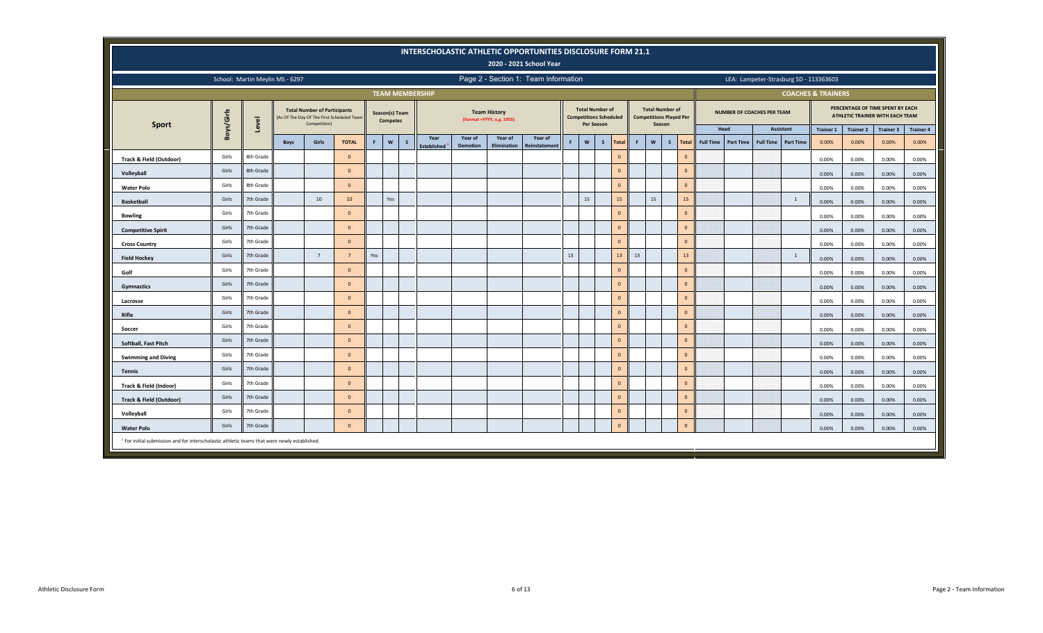# INTERSCHOLASTIC ATHLETIC OPPORTUNITIES DISCLOSURE FORM 21.1

## 2020 - 2021 School Year

School: Martin Meylin MS - 6297

Page 2 - Section 1: Team Information

LEA: Lampeter-Strasburg SD - 113363603

| Sport | Boys/Girls | Level | TEAM MEMBERSHIP: Total Number of Participants (As Of The Day Of The First Scheduled Team Competition) | | | Season(s) Team Competes | | | Team History (Format =YYYY, e.g. 1955) | | | | Total Number of Competitions Scheduled Per Season | | | | Total Number of Competitions Played Per Season | | | | COACHES & TRAINERS: Number of Coaches Per Team | | | | Percentage of Time Spent by Each Athletic Trainer with Each Team | | | |
|---|---|---|---|---|---|---|---|---|---|---|---|---|---|---|---|---|---|---|---|---|---|---|---|---|---|---|---|---|
| | | | | | | | | | | | | | | | | | | | | | Head | | Assistant | | | | | |
| | | | Boys | Girls | TOTAL | F | W | S | Year Established[1] | Year of Demotion | Year of Elimination | Year of Reinstatement | F | W | S | Total | F | W | S | Total | Full Time | Part Time | Full Time | Part Time | Trainer 1 0.00% | Trainer 2 0.00% | Trainer 3 0.00% | Trainer 4 0.00% |
| Track & Field (Outdoor) | Girls | 8th Grade | | | 0 | | | | | | | | | | | 0 | | | | 0 | | | | | 0.00% | 0.00% | 0.00% | 0.00% |
| Volleyball | Girls | 8th Grade | | | 0 | | | | | | | | | | | 0 | | | | 0 | | | | | 0.00% | 0.00% | 0.00% | 0.00% |
| Water Polo | Girls | 8th Grade | | | 0 | | | | | | | | | | | 0 | | | | 0 | | | | | 0.00% | 0.00% | 0.00% | 0.00% |
| Basketball | Girls | 7th Grade | | 10 | 10 | | Yes | | | | | | | 15 | | 15 | | 15 | | 15 | | | | 1 | 0.00% | 0.00% | 0.00% | 0.00% |
| Bowling | Girls | 7th Grade | | | 0 | | | | | | | | | | | 0 | | | | 0 | | | | | 0.00% | 0.00% | 0.00% | 0.00% |
| Competitive Spirit | Girls | 7th Grade | | | 0 | | | | | | | | | | | 0 | | | | 0 | | | | | 0.00% | 0.00% | 0.00% | 0.00% |
| Cross Country | Girls | 7th Grade | | | 0 | | | | | | | | | | | 0 | | | | 0 | | | | | 0.00% | 0.00% | 0.00% | 0.00% |
| Field Hockey | Girls | 7th Grade | | 7 | 7 | Yes | | | | | | | 13 | | | 13 | 13 | | | 13 | | | | 1 | 0.00% | 0.00% | 0.00% | 0.00% |
| Golf | Girls | 7th Grade | | | 0 | | | | | | | | | | | 0 | | | | 0 | | | | | 0.00% | 0.00% | 0.00% | 0.00% |
| Gymnastics | Girls | 7th Grade | | | 0 | | | | | | | | | | | 0 | | | | 0 | | | | | 0.00% | 0.00% | 0.00% | 0.00% |
| Lacrosse | Girls | 7th Grade | | | 0 | | | | | | | | | | | 0 | | | | 0 | | | | | 0.00% | 0.00% | 0.00% | 0.00% |
| Rifle | Girls | 7th Grade | | | 0 | | | | | | | | | | | 0 | | | | 0 | | | | | 0.00% | 0.00% | 0.00% | 0.00% |
| Soccer | Girls | 7th Grade | | | 0 | | | | | | | | | | | 0 | | | | 0 | | | | | 0.00% | 0.00% | 0.00% | 0.00% |
| Softball, Fast Pitch | Girls | 7th Grade | | | 0 | | | | | | | | | | | 0 | | | | 0 | | | | | 0.00% | 0.00% | 0.00% | 0.00% |
| Swimming and Diving | Girls | 7th Grade | | | 0 | | | | | | | | | | | 0 | | | | 0 | | | | | 0.00% | 0.00% | 0.00% | 0.00% |
| Tennis | Girls | 7th Grade | | | 0 | | | | | | | | | | | 0 | | | | 0 | | | | | 0.00% | 0.00% | 0.00% | 0.00% |
| Track & Field (Indoor) | Girls | 7th Grade | | | 0 | | | | | | | | | | | 0 | | | | 0 | | | | | 0.00% | 0.00% | 0.00% | 0.00% |
| Track & Field (Outdoor) | Girls | 7th Grade | | | 0 | | | | | | | | | | | 0 | | | | 0 | | | | | 0.00% | 0.00% | 0.00% | 0.00% |
| Volleyball | Girls | 7th Grade | | | 0 | | | | | | | | | | | 0 | | | | 0 | | | | | 0.00% | 0.00% | 0.00% | 0.00% |
| Water Polo | Girls | 7th Grade | | | 0 | | | | | | | | | | | 0 | | | | 0 | | | | | 0.00% | 0.00% | 0.00% | 0.00% |

[1] For initial submission and for interscholastic athletic teams that were newly established.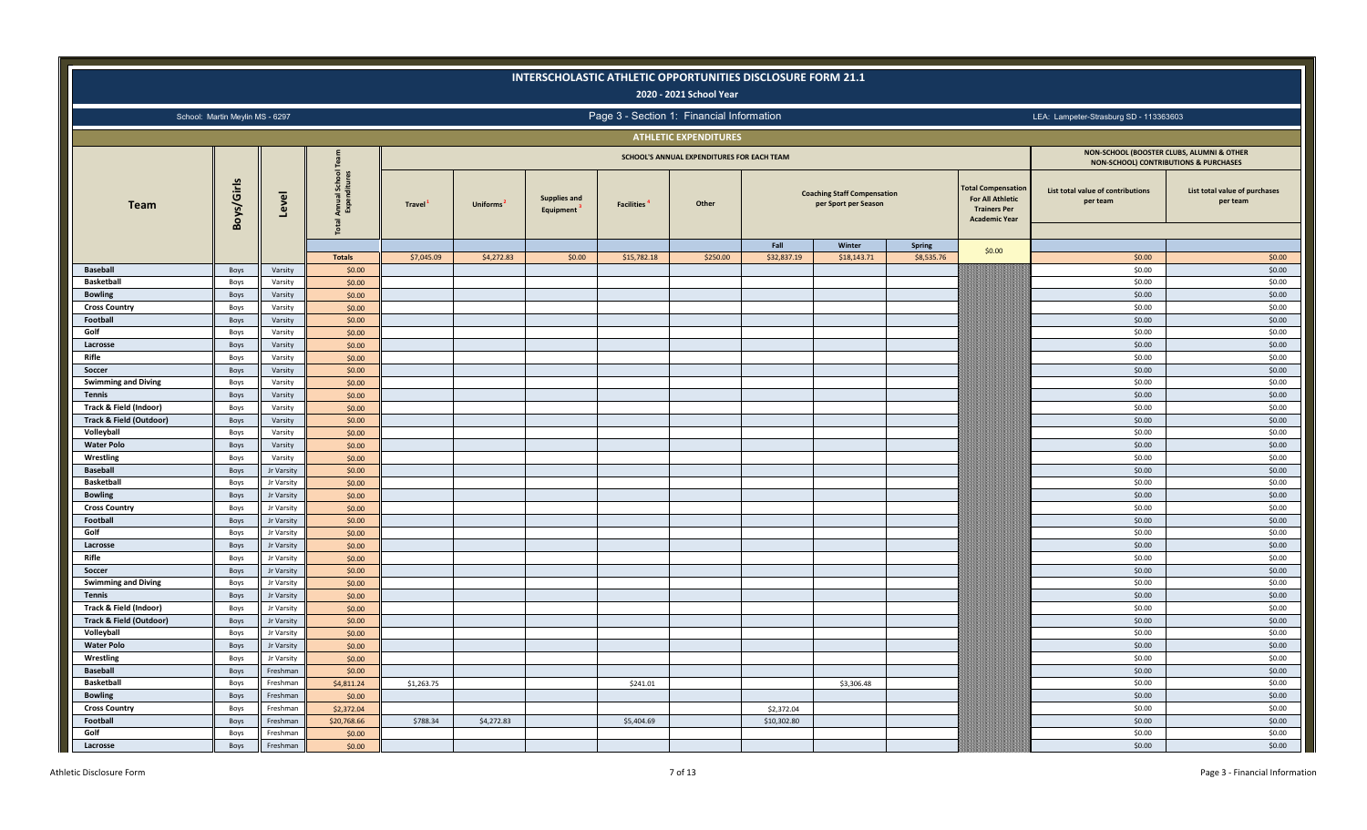# INTERSCHOLASTIC ATHLETIC OPPORTUNITIES DISCLOSURE FORM 21.1

## 2020 - 2021 School Year

School: Martin Meylin MS - 6297

Page 3 - Section 1: Financial Information

LEA: Lampeter-Strasburg SD - 113363603

### ATHLETIC EXPENDITURES

| Team | Boys/Girls | Level | Total Annual School Team Expenditures | SCHOOL'S ANNUAL EXPENDITURES FOR EACH TEAM | | | | | | | | | | NON-SCHOOL (BOOSTER CLUBS, ALUMNI & OTHER NON-SCHOOL) CONTRIBUTIONS & PURCHASES | |
|---|---|---|---|---|---|---|---|---|---|---|---|---|---|---|---|
| | | | | Travel [1] | Uniforms [2] | Supplies and Equipment [3] | Facilities [4] | Other | Coaching Staff Compensation per Sport per Season | | | Total Compensation For All Athletic Trainers Per Academic Year | | List total value of contributions per team | List total value of purchases per team |
| | | | | | | | | | Fall | Winter | Spring | | | | |
| | | | Totals | $7,045.09 | $4,272.83 | $0.00 | $15,782.18 | $250.00 | $32,837.19 | $18,143.71 | $8,535.76 | $0.00 | | $0.00 | $0.00 |
| Baseball | Boys | Varsity | $0.00 | | | | | | | | | | | $0.00 | $0.00 |
| Basketball | Boys | Varsity | $0.00 | | | | | | | | | | | $0.00 | $0.00 |
| Bowling | Boys | Varsity | $0.00 | | | | | | | | | | | $0.00 | $0.00 |
| Cross Country | Boys | Varsity | $0.00 | | | | | | | | | | | $0.00 | $0.00 |
| Football | Boys | Varsity | $0.00 | | | | | | | | | | | $0.00 | $0.00 |
| Golf | Boys | Varsity | $0.00 | | | | | | | | | | | $0.00 | $0.00 |
| Lacrosse | Boys | Varsity | $0.00 | | | | | | | | | | | $0.00 | $0.00 |
| Rifle | Boys | Varsity | $0.00 | | | | | | | | | | | $0.00 | $0.00 |
| Soccer | Boys | Varsity | $0.00 | | | | | | | | | | | $0.00 | $0.00 |
| Swimming and Diving | Boys | Varsity | $0.00 | | | | | | | | | | | $0.00 | $0.00 |
| Tennis | Boys | Varsity | $0.00 | | | | | | | | | | | $0.00 | $0.00 |
| Track & Field (Indoor) | Boys | Varsity | $0.00 | | | | | | | | | | | $0.00 | $0.00 |
| Track & Field (Outdoor) | Boys | Varsity | $0.00 | | | | | | | | | | | $0.00 | $0.00 |
| Volleyball | Boys | Varsity | $0.00 | | | | | | | | | | | $0.00 | $0.00 |
| Water Polo | Boys | Varsity | $0.00 | | | | | | | | | | | $0.00 | $0.00 |
| Wrestling | Boys | Varsity | $0.00 | | | | | | | | | | | $0.00 | $0.00 |
| Baseball | Boys | Jr Varsity | $0.00 | | | | | | | | | | | $0.00 | $0.00 |
| Basketball | Boys | Jr Varsity | $0.00 | | | | | | | | | | | $0.00 | $0.00 |
| Bowling | Boys | Jr Varsity | $0.00 | | | | | | | | | | | $0.00 | $0.00 |
| Cross Country | Boys | Jr Varsity | $0.00 | | | | | | | | | | | $0.00 | $0.00 |
| Football | Boys | Jr Varsity | $0.00 | | | | | | | | | | | $0.00 | $0.00 |
| Golf | Boys | Jr Varsity | $0.00 | | | | | | | | | | | $0.00 | $0.00 |
| Lacrosse | Boys | Jr Varsity | $0.00 | | | | | | | | | | | $0.00 | $0.00 |
| Rifle | Boys | Jr Varsity | $0.00 | | | | | | | | | | | $0.00 | $0.00 |
| Soccer | Boys | Jr Varsity | $0.00 | | | | | | | | | | | $0.00 | $0.00 |
| Swimming and Diving | Boys | Jr Varsity | $0.00 | | | | | | | | | | | $0.00 | $0.00 |
| Tennis | Boys | Jr Varsity | $0.00 | | | | | | | | | | | $0.00 | $0.00 |
| Track & Field (Indoor) | Boys | Jr Varsity | $0.00 | | | | | | | | | | | $0.00 | $0.00 |
| Track & Field (Outdoor) | Boys | Jr Varsity | $0.00 | | | | | | | | | | | $0.00 | $0.00 |
| Volleyball | Boys | Jr Varsity | $0.00 | | | | | | | | | | | $0.00 | $0.00 |
| Water Polo | Boys | Jr Varsity | $0.00 | | | | | | | | | | | $0.00 | $0.00 |
| Wrestling | Boys | Jr Varsity | $0.00 | | | | | | | | | | | $0.00 | $0.00 |
| Baseball | Boys | Freshman | $0.00 | | | | | | | | | | | $0.00 | $0.00 |
| Basketball | Boys | Freshman | $4,811.24 | $1,263.75 | | | $241.01 | | | $3,306.48 | | | | $0.00 | $0.00 |
| Bowling | Boys | Freshman | $0.00 | | | | | | | | | | | $0.00 | $0.00 |
| Cross Country | Boys | Freshman | $2,372.04 | | | | | | $2,372.04 | | | | | $0.00 | $0.00 |
| Football | Boys | Freshman | $20,768.66 | $788.34 | $4,272.83 | | $5,404.69 | | $10,302.80 | | | | | $0.00 | $0.00 |
| Golf | Boys | Freshman | $0.00 | | | | | | | | | | | $0.00 | $0.00 |
| Lacrosse | Boys | Freshman | $0.00 | | | | | | | | | | | $0.00 | $0.00 |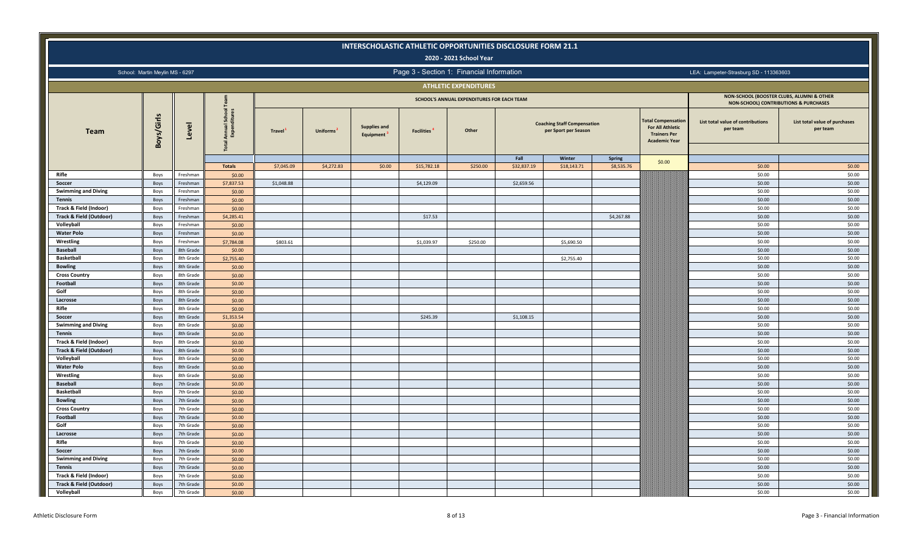# INTERSCHOLASTIC ATHLETIC OPPORTUNITIES DISCLOSURE FORM 21.1

## 2020 - 2021 School Year

School: Martin Meylin MS - 6297

## Page 3 - Section 1: Financial Information

LEA: Lampeter-Strasburg SD - 113363603

### ATHLETIC EXPENDITURES

| Team | Boys/Girls | Level | Total Annual School Team Expenditures | SCHOOL'S ANNUAL EXPENDITURES FOR EACH TEAM | | | | | | | | | NON-SCHOOL (BOOSTER CLUBS, ALUMNI & OTHER NON-SCHOOL) CONTRIBUTIONS & PURCHASES | |
|---|---|---|---|---|---|---|---|---|---|---|---|---|---|---|
| | | | | Travel[1] | Uniforms[2] | Supplies and Equipment[3] | Facilities[4] | Other | Coaching Staff Compensation per Sport per Season | | | Total Compensation For All Athletic Trainers Per Academic Year | List total value of contributions per team | List total value of purchases per team |
| | | | | | | | | | Fall | Winter | Spring | | | |
| | | | Totals | $7,045.09 | $4,272.83 | $0.00 | $15,782.18 | $250.00 | $32,837.19 | $18,143.71 | $8,535.76 | $0.00 | $0.00 | $0.00 |
| Rifle | Boys | Freshman | $0.00 | | | | | | | | | | $0.00 | $0.00 |
| Soccer | Boys | Freshman | $7,837.53 | $1,048.88 | | | $4,129.09 | | $2,659.56 | | | | $0.00 | $0.00 |
| Swimming and Diving | Boys | Freshman | $0.00 | | | | | | | | | | $0.00 | $0.00 |
| Tennis | Boys | Freshman | $0.00 | | | | | | | | | | $0.00 | $0.00 |
| Track & Field (Indoor) | Boys | Freshman | $0.00 | | | | | | | | | | $0.00 | $0.00 |
| Track & Field (Outdoor) | Boys | Freshman | $4,285.41 | | | | $17.53 | | | | $4,267.88 | | $0.00 | $0.00 |
| Volleyball | Boys | Freshman | $0.00 | | | | | | | | | | $0.00 | $0.00 |
| Water Polo | Boys | Freshman | $0.00 | | | | | | | | | | $0.00 | $0.00 |
| Wrestling | Boys | Freshman | $7,784.08 | $803.61 | | | $1,039.97 | $250.00 | | $5,690.50 | | | $0.00 | $0.00 |
| Baseball | Boys | 8th Grade | $0.00 | | | | | | | | | | $0.00 | $0.00 |
| Basketball | Boys | 8th Grade | $2,755.40 | | | | | | | $2,755.40 | | | $0.00 | $0.00 |
| Bowling | Boys | 8th Grade | $0.00 | | | | | | | | | | $0.00 | $0.00 |
| Cross Country | Boys | 8th Grade | $0.00 | | | | | | | | | | $0.00 | $0.00 |
| Football | Boys | 8th Grade | $0.00 | | | | | | | | | | $0.00 | $0.00 |
| Golf | Boys | 8th Grade | $0.00 | | | | | | | | | | $0.00 | $0.00 |
| Lacrosse | Boys | 8th Grade | $0.00 | | | | | | | | | | $0.00 | $0.00 |
| Rifle | Boys | 8th Grade | $0.00 | | | | | | | | | | $0.00 | $0.00 |
| Soccer | Boys | 8th Grade | $1,353.54 | | | | $245.39 | | $1,108.15 | | | | $0.00 | $0.00 |
| Swimming and Diving | Boys | 8th Grade | $0.00 | | | | | | | | | | $0.00 | $0.00 |
| Tennis | Boys | 8th Grade | $0.00 | | | | | | | | | | $0.00 | $0.00 |
| Track & Field (Indoor) | Boys | 8th Grade | $0.00 | | | | | | | | | | $0.00 | $0.00 |
| Track & Field (Outdoor) | Boys | 8th Grade | $0.00 | | | | | | | | | | $0.00 | $0.00 |
| Volleyball | Boys | 8th Grade | $0.00 | | | | | | | | | | $0.00 | $0.00 |
| Water Polo | Boys | 8th Grade | $0.00 | | | | | | | | | | $0.00 | $0.00 |
| Wrestling | Boys | 8th Grade | $0.00 | | | | | | | | | | $0.00 | $0.00 |
| Baseball | Boys | 7th Grade | $0.00 | | | | | | | | | | $0.00 | $0.00 |
| Basketball | Boys | 7th Grade | $0.00 | | | | | | | | | | $0.00 | $0.00 |
| Bowling | Boys | 7th Grade | $0.00 | | | | | | | | | | $0.00 | $0.00 |
| Cross Country | Boys | 7th Grade | $0.00 | | | | | | | | | | $0.00 | $0.00 |
| Football | Boys | 7th Grade | $0.00 | | | | | | | | | | $0.00 | $0.00 |
| Golf | Boys | 7th Grade | $0.00 | | | | | | | | | | $0.00 | $0.00 |
| Lacrosse | Boys | 7th Grade | $0.00 | | | | | | | | | | $0.00 | $0.00 |
| Rifle | Boys | 7th Grade | $0.00 | | | | | | | | | | $0.00 | $0.00 |
| Soccer | Boys | 7th Grade | $0.00 | | | | | | | | | | $0.00 | $0.00 |
| Swimming and Diving | Boys | 7th Grade | $0.00 | | | | | | | | | | $0.00 | $0.00 |
| Tennis | Boys | 7th Grade | $0.00 | | | | | | | | | | $0.00 | $0.00 |
| Track & Field (Indoor) | Boys | 7th Grade | $0.00 | | | | | | | | | | $0.00 | $0.00 |
| Track & Field (Outdoor) | Boys | 7th Grade | $0.00 | | | | | | | | | | $0.00 | $0.00 |
| Volleyball | Boys | 7th Grade | $0.00 | | | | | | | | | | $0.00 | $0.00 |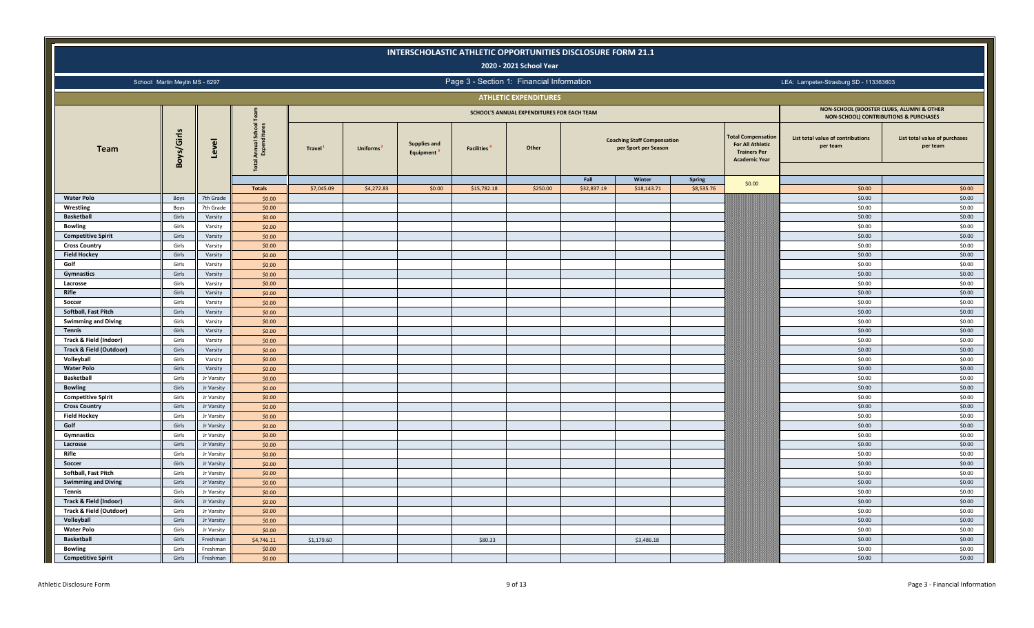# INTERSCHOLASTIC ATHLETIC OPPORTUNITIES DISCLOSURE FORM 21.1

## 2020 - 2021 School Year

School: Martin Meylin MS - 6297

Page 3 - Section 1: Financial Information

LEA: Lampeter-Strasburg SD - 113363603

### ATHLETIC EXPENDITURES

| Team | Boys/Girls | Level | Total Annual School Team Expenditures | SCHOOL'S ANNUAL EXPENDITURES FOR EACH TEAM | | | | | | | | | NON-SCHOOL (BOOSTER CLUBS, ALUMNI & OTHER NON-SCHOOL) CONTRIBUTIONS & PURCHASES | |
|---|---|---|---|---|---|---|---|---|---|---|---|---|---|---|
| | | | | Travel[1] | Uniforms[2] | Supplies and Equipment[3] | Facilities[4] | Other | Coaching Staff Compensation per Sport per Season | | | Total Compensation For All Athletic Trainers Per Academic Year | List total value of contributions per team | List total value of purchases per team |
| | | | | | | | | | Fall | Winter | Spring | | | |
| | | | Totals | $7,045.09 | $4,272.83 | $0.00 | $15,782.18 | $250.00 | $32,837.19 | $18,143.71 | $8,535.76 | $0.00 | $0.00 | $0.00 |
| Water Polo | Boys | 7th Grade | $0.00 | | | | | | | | | | $0.00 | $0.00 |
| Wrestling | Boys | 7th Grade | $0.00 | | | | | | | | | | $0.00 | $0.00 |
| Basketball | Girls | Varsity | $0.00 | | | | | | | | | | $0.00 | $0.00 |
| Bowling | Girls | Varsity | $0.00 | | | | | | | | | | $0.00 | $0.00 |
| Competitive Spirit | Girls | Varsity | $0.00 | | | | | | | | | | $0.00 | $0.00 |
| Cross Country | Girls | Varsity | $0.00 | | | | | | | | | | $0.00 | $0.00 |
| Field Hockey | Girls | Varsity | $0.00 | | | | | | | | | | $0.00 | $0.00 |
| Golf | Girls | Varsity | $0.00 | | | | | | | | | | $0.00 | $0.00 |
| Gymnastics | Girls | Varsity | $0.00 | | | | | | | | | | $0.00 | $0.00 |
| Lacrosse | Girls | Varsity | $0.00 | | | | | | | | | | $0.00 | $0.00 |
| Rifle | Girls | Varsity | $0.00 | | | | | | | | | | $0.00 | $0.00 |
| Soccer | Girls | Varsity | $0.00 | | | | | | | | | | $0.00 | $0.00 |
| Softball, Fast Pitch | Girls | Varsity | $0.00 | | | | | | | | | | $0.00 | $0.00 |
| Swimming and Diving | Girls | Varsity | $0.00 | | | | | | | | | | $0.00 | $0.00 |
| Tennis | Girls | Varsity | $0.00 | | | | | | | | | | $0.00 | $0.00 |
| Track & Field (Indoor) | Girls | Varsity | $0.00 | | | | | | | | | | $0.00 | $0.00 |
| Track & Field (Outdoor) | Girls | Varsity | $0.00 | | | | | | | | | | $0.00 | $0.00 |
| Volleyball | Girls | Varsity | $0.00 | | | | | | | | | | $0.00 | $0.00 |
| Water Polo | Girls | Varsity | $0.00 | | | | | | | | | | $0.00 | $0.00 |
| Basketball | Girls | Jr Varsity | $0.00 | | | | | | | | | | $0.00 | $0.00 |
| Bowling | Girls | Jr Varsity | $0.00 | | | | | | | | | | $0.00 | $0.00 |
| Competitive Spirit | Girls | Jr Varsity | $0.00 | | | | | | | | | | $0.00 | $0.00 |
| Cross Country | Girls | Jr Varsity | $0.00 | | | | | | | | | | $0.00 | $0.00 |
| Field Hockey | Girls | Jr Varsity | $0.00 | | | | | | | | | | $0.00 | $0.00 |
| Golf | Girls | Jr Varsity | $0.00 | | | | | | | | | | $0.00 | $0.00 |
| Gymnastics | Girls | Jr Varsity | $0.00 | | | | | | | | | | $0.00 | $0.00 |
| Lacrosse | Girls | Jr Varsity | $0.00 | | | | | | | | | | $0.00 | $0.00 |
| Rifle | Girls | Jr Varsity | $0.00 | | | | | | | | | | $0.00 | $0.00 |
| Soccer | Girls | Jr Varsity | $0.00 | | | | | | | | | | $0.00 | $0.00 |
| Softball, Fast Pitch | Girls | Jr Varsity | $0.00 | | | | | | | | | | $0.00 | $0.00 |
| Swimming and Diving | Girls | Jr Varsity | $0.00 | | | | | | | | | | $0.00 | $0.00 |
| Tennis | Girls | Jr Varsity | $0.00 | | | | | | | | | | $0.00 | $0.00 |
| Track & Field (Indoor) | Girls | Jr Varsity | $0.00 | | | | | | | | | | $0.00 | $0.00 |
| Track & Field (Outdoor) | Girls | Jr Varsity | $0.00 | | | | | | | | | | $0.00 | $0.00 |
| Volleyball | Girls | Jr Varsity | $0.00 | | | | | | | | | | $0.00 | $0.00 |
| Water Polo | Girls | Jr Varsity | $0.00 | | | | | | | | | | $0.00 | $0.00 |
| Basketball | Girls | Freshman | $4,746.11 | $1,179.60 | | | $80.33 | | | $3,486.18 | | | $0.00 | $0.00 |
| Bowling | Girls | Freshman | $0.00 | | | | | | | | | | $0.00 | $0.00 |
| Competitive Spirit | Girls | Freshman | $0.00 | | | | | | | | | | $0.00 | $0.00 |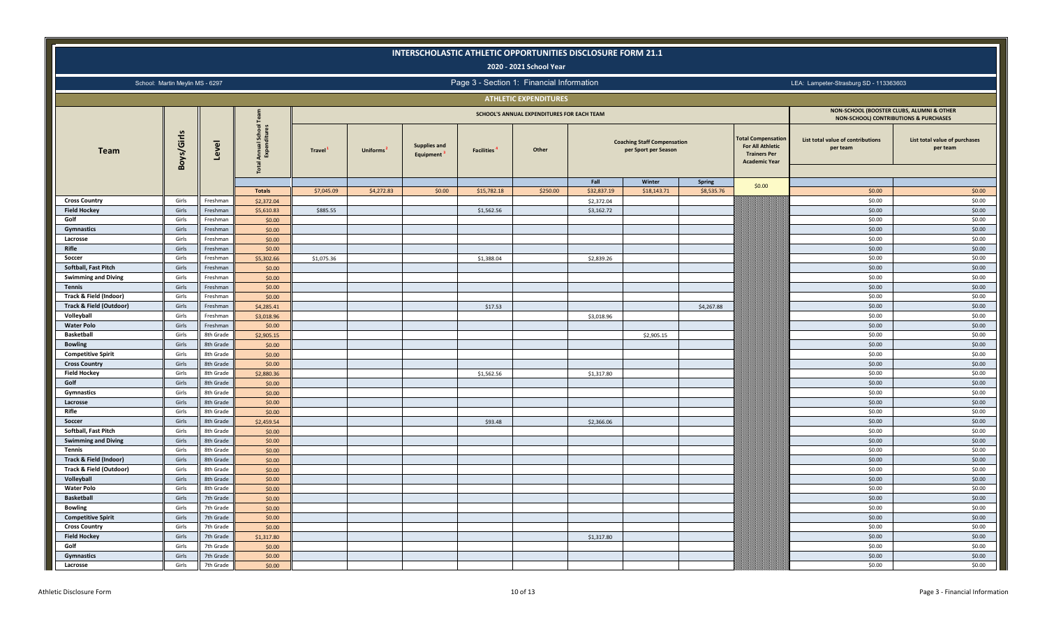# INTERSCHOLASTIC ATHLETIC OPPORTUNITIES DISCLOSURE FORM 21.1

**2020 - 2021 School Year**

School: Martin Meylin MS - 6297

Page 3 - Section 1: Financial Information

LEA: Lampeter-Strasburg SD - 113363603

## ATHLETIC EXPENDITURES

| Team | Boys/Girls | Level | Total Annual School Team Expenditures | SCHOOL'S ANNUAL EXPENDITURES FOR EACH TEAM | | | | | | | | | NON-SCHOOL (BOOSTER CLUBS, ALUMNI & OTHER NON-SCHOOL) CONTRIBUTIONS & PURCHASES | |
|---|---|---|---|---|---|---|---|---|---|---|---|---|---|---|
| | | | | Travel[1] | Uniforms[2] | Supplies and Equipment[3] | Facilities[4] | Other | Coaching Staff Compensation per Sport per Season | | | Total Compensation For All Athletic Trainers Per Academic Year | List total value of contributions per team | List total value of purchases per team |
| | | | | | | | | | Fall | Winter | Spring | | | |
| | | | Totals | $7,045.09 | $4,272.83 | $0.00 | $15,782.18 | $250.00 | $32,837.19 | $18,143.71 | $8,535.76 | $0.00 | $0.00 | $0.00 |
| Cross Country | Girls | Freshman | $2,372.04 | | | | | | $2,372.04 | | | | $0.00 | $0.00 |
| Field Hockey | Girls | Freshman | $5,610.83 | $885.55 | | | $1,562.56 | | $3,162.72 | | | | $0.00 | $0.00 |
| Golf | Girls | Freshman | $0.00 | | | | | | | | | | $0.00 | $0.00 |
| Gymnastics | Girls | Freshman | $0.00 | | | | | | | | | | $0.00 | $0.00 |
| Lacrosse | Girls | Freshman | $0.00 | | | | | | | | | | $0.00 | $0.00 |
| Rifle | Girls | Freshman | $0.00 | | | | | | | | | | $0.00 | $0.00 |
| Soccer | Girls | Freshman | $5,302.66 | $1,075.36 | | | $1,388.04 | | $2,839.26 | | | | $0.00 | $0.00 |
| Softball, Fast Pitch | Girls | Freshman | $0.00 | | | | | | | | | | $0.00 | $0.00 |
| Swimming and Diving | Girls | Freshman | $0.00 | | | | | | | | | | $0.00 | $0.00 |
| Tennis | Girls | Freshman | $0.00 | | | | | | | | | | $0.00 | $0.00 |
| Track & Field (Indoor) | Girls | Freshman | $0.00 | | | | | | | | | | $0.00 | $0.00 |
| Track & Field (Outdoor) | Girls | Freshman | $4,285.41 | | | | $17.53 | | | | $4,267.88 | | $0.00 | $0.00 |
| Volleyball | Girls | Freshman | $3,018.96 | | | | | | $3,018.96 | | | | $0.00 | $0.00 |
| Water Polo | Girls | Freshman | $0.00 | | | | | | | | | | $0.00 | $0.00 |
| Basketball | Girls | 8th Grade | $2,905.15 | | | | | | | $2,905.15 | | | $0.00 | $0.00 |
| Bowling | Girls | 8th Grade | $0.00 | | | | | | | | | | $0.00 | $0.00 |
| Competitive Spirit | Girls | 8th Grade | $0.00 | | | | | | | | | | $0.00 | $0.00 |
| Cross Country | Girls | 8th Grade | $0.00 | | | | | | | | | | $0.00 | $0.00 |
| Field Hockey | Girls | 8th Grade | $2,880.36 | | | | $1,562.56 | | $1,317.80 | | | | $0.00 | $0.00 |
| Golf | Girls | 8th Grade | $0.00 | | | | | | | | | | $0.00 | $0.00 |
| Gymnastics | Girls | 8th Grade | $0.00 | | | | | | | | | | $0.00 | $0.00 |
| Lacrosse | Girls | 8th Grade | $0.00 | | | | | | | | | | $0.00 | $0.00 |
| Rifle | Girls | 8th Grade | $0.00 | | | | | | | | | | $0.00 | $0.00 |
| Soccer | Girls | 8th Grade | $2,459.54 | | | | $93.48 | | $2,366.06 | | | | $0.00 | $0.00 |
| Softball, Fast Pitch | Girls | 8th Grade | $0.00 | | | | | | | | | | $0.00 | $0.00 |
| Swimming and Diving | Girls | 8th Grade | $0.00 | | | | | | | | | | $0.00 | $0.00 |
| Tennis | Girls | 8th Grade | $0.00 | | | | | | | | | | $0.00 | $0.00 |
| Track & Field (Indoor) | Girls | 8th Grade | $0.00 | | | | | | | | | | $0.00 | $0.00 |
| Track & Field (Outdoor) | Girls | 8th Grade | $0.00 | | | | | | | | | | $0.00 | $0.00 |
| Volleyball | Girls | 8th Grade | $0.00 | | | | | | | | | | $0.00 | $0.00 |
| Water Polo | Girls | 8th Grade | $0.00 | | | | | | | | | | $0.00 | $0.00 |
| Basketball | Girls | 7th Grade | $0.00 | | | | | | | | | | $0.00 | $0.00 |
| Bowling | Girls | 7th Grade | $0.00 | | | | | | | | | | $0.00 | $0.00 |
| Competitive Spirit | Girls | 7th Grade | $0.00 | | | | | | | | | | $0.00 | $0.00 |
| Cross Country | Girls | 7th Grade | $0.00 | | | | | | | | | | $0.00 | $0.00 |
| Field Hockey | Girls | 7th Grade | $1,317.80 | | | | | | $1,317.80 | | | | $0.00 | $0.00 |
| Golf | Girls | 7th Grade | $0.00 | | | | | | | | | | $0.00 | $0.00 |
| Gymnastics | Girls | 7th Grade | $0.00 | | | | | | | | | | $0.00 | $0.00 |
| Lacrosse | Girls | 7th Grade | $0.00 | | | | | | | | | | $0.00 | $0.00 |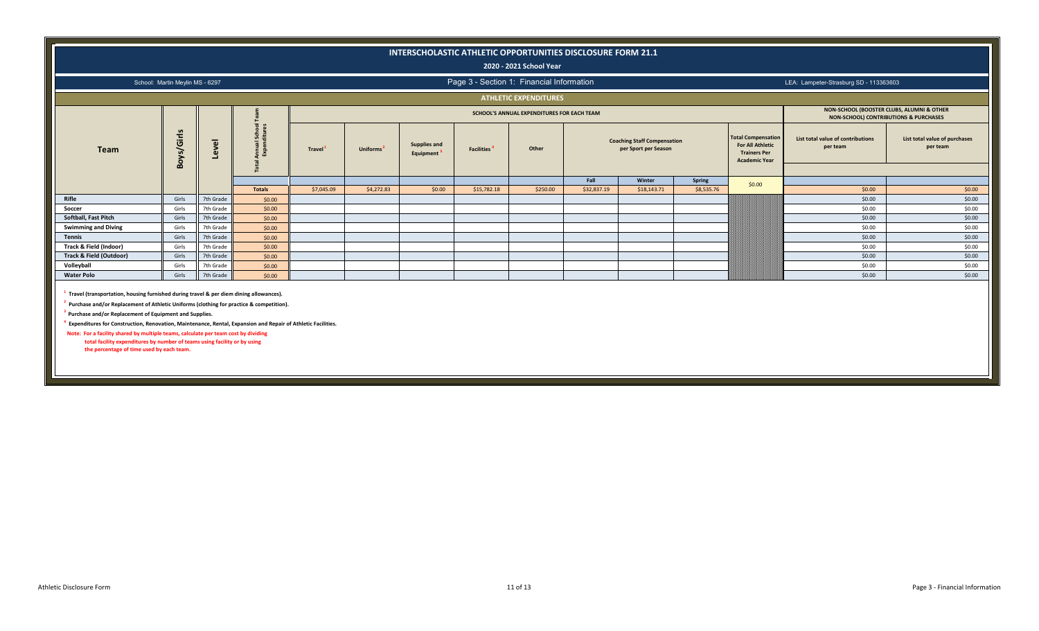# INTERSCHOLASTIC ATHLETIC OPPORTUNITIES DISCLOSURE FORM 21.1

## 2020 - 2021 School Year

School: Martin Meylin MS - 6297

Page 3 - Section 1: Financial Information

LEA: Lampeter-Strasburg SD - 113363603

### ATHLETIC EXPENDITURES

| Team | Boys/Girls | Level | Total Annual School Team Expenditures | SCHOOL'S ANNUAL EXPENDITURES FOR EACH TEAM | | | | | | | | | NON-SCHOOL (BOOSTER CLUBS, ALUMNI & OTHER NON-SCHOOL) CONTRIBUTIONS & PURCHASES | |
|---|---|---|---|---|---|---|---|---|---|---|---|---|---|---|
| | | | | Travel [1] | Uniforms [2] | Supplies and Equipment [3] | Facilities [4] | Other | Coaching Staff Compensation per Sport per Season | | | Total Compensation For All Athletic Trainers Per Academic Year | List total value of contributions per team | List total value of purchases per team |
| | | | | | | | | | Fall | Winter | Spring | | | |
| | | | Totals | $7,045.09 | $4,272.83 | $0.00 | $15,782.18 | $250.00 | $32,837.19 | $18,143.71 | $8,535.76 | $0.00 | $0.00 | $0.00 |
| Rifle | Girls | 7th Grade | $0.00 | | | | | | | | | | $0.00 | $0.00 |
| Soccer | Girls | 7th Grade | $0.00 | | | | | | | | | | $0.00 | $0.00 |
| Softball, Fast Pitch | Girls | 7th Grade | $0.00 | | | | | | | | | | $0.00 | $0.00 |
| Swimming and Diving | Girls | 7th Grade | $0.00 | | | | | | | | | | $0.00 | $0.00 |
| Tennis | Girls | 7th Grade | $0.00 | | | | | | | | | | $0.00 | $0.00 |
| Track & Field (Indoor) | Girls | 7th Grade | $0.00 | | | | | | | | | | $0.00 | $0.00 |
| Track & Field (Outdoor) | Girls | 7th Grade | $0.00 | | | | | | | | | | $0.00 | $0.00 |
| Volleyball | Girls | 7th Grade | $0.00 | | | | | | | | | | $0.00 | $0.00 |
| Water Polo | Girls | 7th Grade | $0.00 | | | | | | | | | | $0.00 | $0.00 |

[1] Travel (transportation, housing furnished during travel & per diem dining allowances).

[2] Purchase and/or Replacement of Athletic Uniforms (clothing for practice & competition).

[3] Purchase and/or Replacement of Equipment and Supplies.

[4] Expenditures for Construction, Renovation, Maintenance, Rental, Expansion and Repair of Athletic Facilities.

Note: For a facility shared by multiple teams, calculate per team cost by dividing total facility expenditures by number of teams using facility or by using the percentage of time used by each team.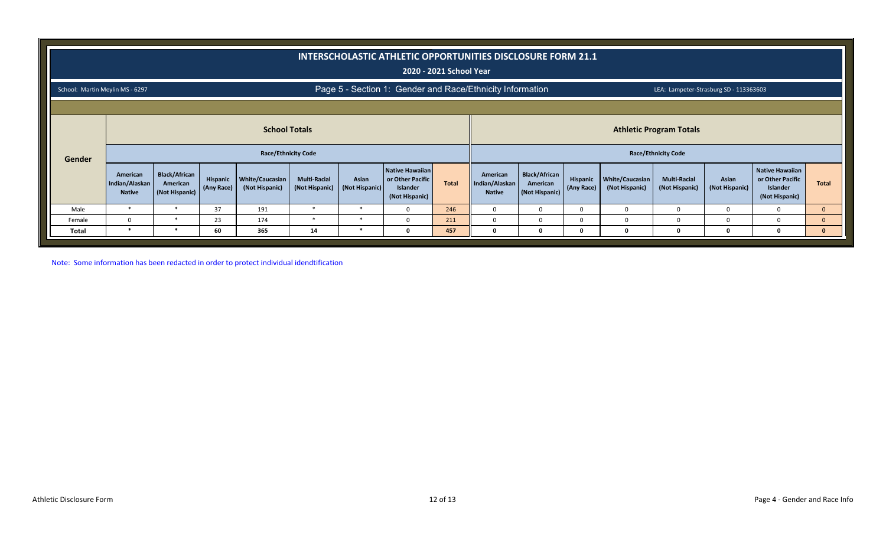# INTERSCHOLASTIC ATHLETIC OPPORTUNITIES DISCLOSURE FORM 21.1

## 2020 - 2021 School Year

School: Martin Meylin MS - 6297

## Page 5 - Section 1: Gender and Race/Ethnicity Information

LEA: Lampeter-Strasburg SD - 113363603

| Gender | School Totals | | | | | | | | Athletic Program Totals | | | | | | | |
|---|---|---|---|---|---|---|---|---|---|---|---|---|---|---|---|---|
| | Race/Ethnicity Code | | | | | | | | Race/Ethnicity Code | | | | | | | |
| | American Indian/Alaskan Native | Black/African American (Not Hispanic) | Hispanic (Any Race) | White/Caucasian (Not Hispanic) | Multi-Racial (Not Hispanic) | Asian (Not Hispanic) | Native Hawaiian or Other Pacific Islander (Not Hispanic) | Total | American Indian/Alaskan Native | Black/African American (Not Hispanic) | Hispanic (Any Race) | White/Caucasian (Not Hispanic) | Multi-Racial (Not Hispanic) | Asian (Not Hispanic) | Native Hawaiian or Other Pacific Islander (Not Hispanic) | Total |
| Male | * | * | 37 | 191 | * | * | 0 | 246 | 0 | 0 | 0 | 0 | 0 | 0 | 0 | 0 |
| Female | 0 | * | 23 | 174 | * | * | 0 | 211 | 0 | 0 | 0 | 0 | 0 | 0 | 0 | 0 |
| **Total** | * | * | **60** | **365** | **14** | * | **0** | **457** | **0** | **0** | **0** | **0** | **0** | **0** | **0** | **0** |

Note: Some information has been redacted in order to protect individual idendtification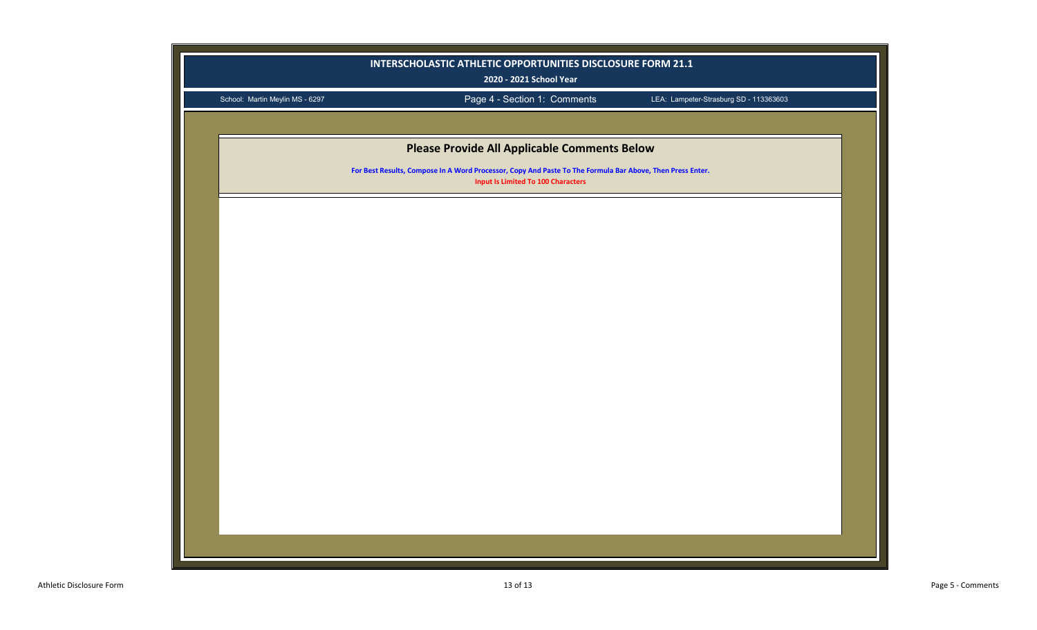# INTERSCHOLASTIC ATHLETIC OPPORTUNITIES DISCLOSURE FORM 21.1

**2020 - 2021 School Year**

School: Martin Meylin MS - 6297 | Page 4 - Section 1: Comments | LEA: Lampeter-Strasburg SD - 113363603

## Please Provide All Applicable Comments Below

**For Best Results, Compose In A Word Processor, Copy And Paste To The Formula Bar Above, Then Press Enter.**

**Input Is Limited To 100 Characters**